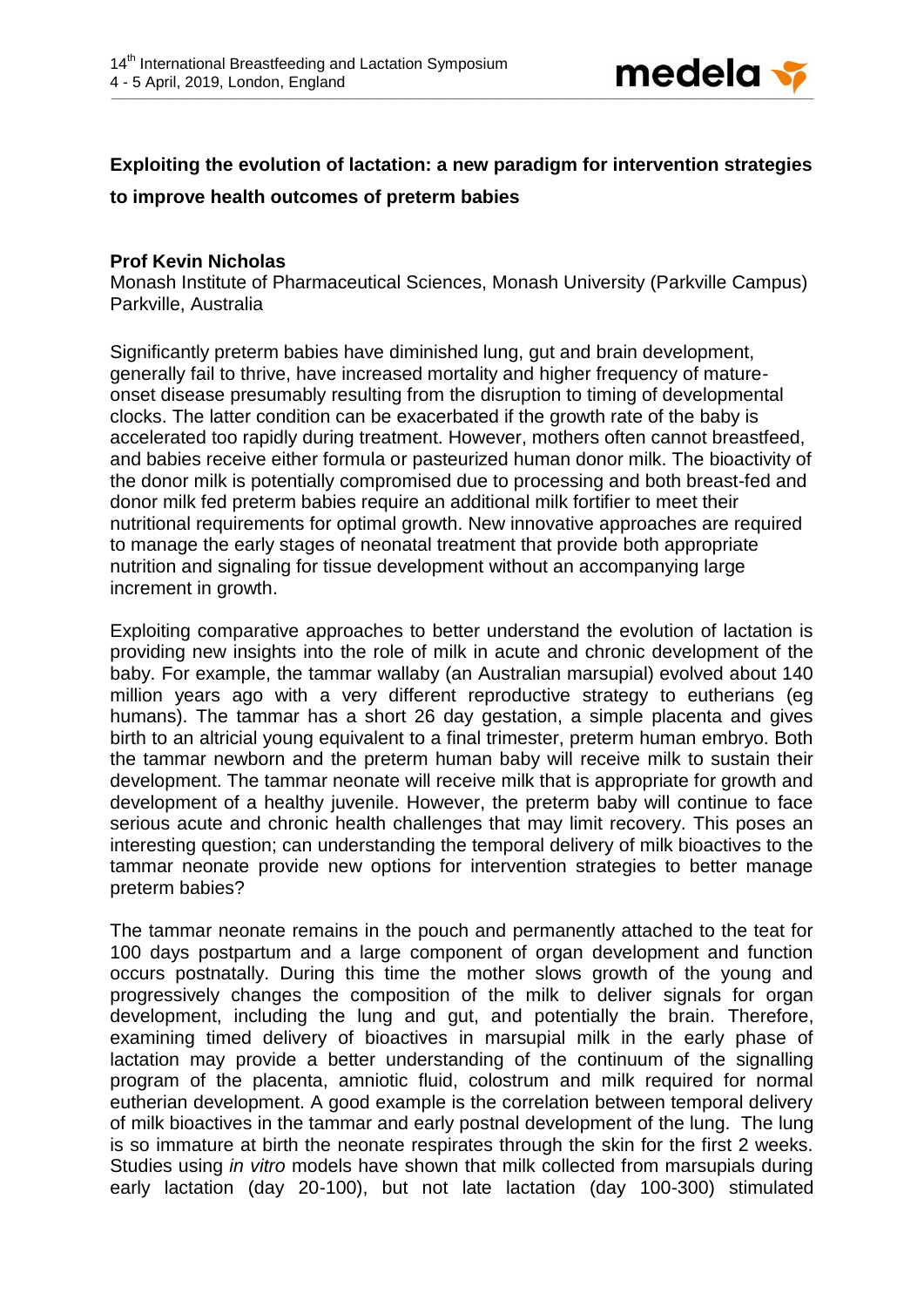## Exploiting the evolution of lactation: a new paradigm for intervention strategies to improve health outcomes of preterm babies

**Prof Kevin Nicholas**
Monash Institute of Pharmaceutical Sciences, Monash University (Parkville Campus)
Parkville, Australia

Significantly preterm babies have diminished lung, gut and brain development, generally fail to thrive, have increased mortality and higher frequency of mature-onset disease presumably resulting from the disruption to timing of developmental clocks. The latter condition can be exacerbated if the growth rate of the baby is accelerated too rapidly during treatment. However, mothers often cannot breastfeed, and babies receive either formula or pasteurized human donor milk. The bioactivity of the donor milk is potentially compromised due to processing and both breast-fed and donor milk fed preterm babies require an additional milk fortifier to meet their nutritional requirements for optimal growth. New innovative approaches are required to manage the early stages of neonatal treatment that provide both appropriate nutrition and signaling for tissue development without an accompanying large increment in growth.

Exploiting comparative approaches to better understand the evolution of lactation is providing new insights into the role of milk in acute and chronic development of the baby. For example, the tammar wallaby (an Australian marsupial) evolved about 140 million years ago with a very different reproductive strategy to eutherians (eg humans). The tammar has a short 26 day gestation, a simple placenta and gives birth to an altricial young equivalent to a final trimester, preterm human embryo. Both the tammar newborn and the preterm human baby will receive milk to sustain their development. The tammar neonate will receive milk that is appropriate for growth and development of a healthy juvenile. However, the preterm baby will continue to face serious acute and chronic health challenges that may limit recovery. This poses an interesting question; can understanding the temporal delivery of milk bioactives to the tammar neonate provide new options for intervention strategies to better manage preterm babies?

The tammar neonate remains in the pouch and permanently attached to the teat for 100 days postpartum and a large component of organ development and function occurs postnatally. During this time the mother slows growth of the young and progressively changes the composition of the milk to deliver signals for organ development, including the lung and gut, and potentially the brain. Therefore, examining timed delivery of bioactives in marsupial milk in the early phase of lactation may provide a better understanding of the continuum of the signalling program of the placenta, amniotic fluid, colostrum and milk required for normal eutherian development. A good example is the correlation between temporal delivery of milk bioactives in the tammar and early postnal development of the lung. The lung is so immature at birth the neonate respirates through the skin for the first 2 weeks. Studies using *in vitro* models have shown that milk collected from marsupials during early lactation (day 20-100), but not late lactation (day 100-300) stimulated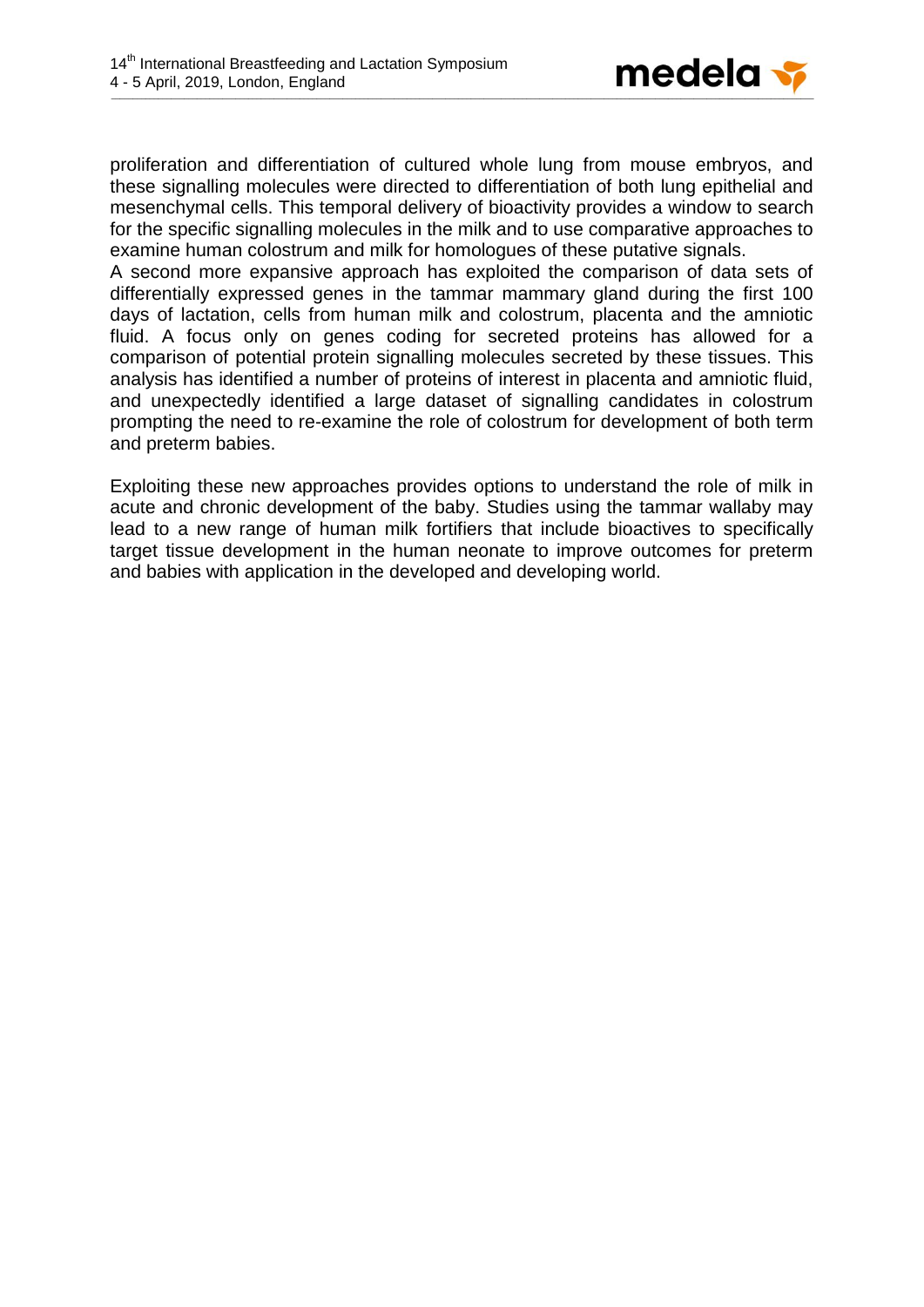proliferation and differentiation of cultured whole lung from mouse embryos, and these signalling molecules were directed to differentiation of both lung epithelial and mesenchymal cells. This temporal delivery of bioactivity provides a window to search for the specific signalling molecules in the milk and to use comparative approaches to examine human colostrum and milk for homologues of these putative signals.

A second more expansive approach has exploited the comparison of data sets of differentially expressed genes in the tammar mammary gland during the first 100 days of lactation, cells from human milk and colostrum, placenta and the amniotic fluid. A focus only on genes coding for secreted proteins has allowed for a comparison of potential protein signalling molecules secreted by these tissues. This analysis has identified a number of proteins of interest in placenta and amniotic fluid, and unexpectedly identified a large dataset of signalling candidates in colostrum prompting the need to re-examine the role of colostrum for development of both term and preterm babies.

Exploiting these new approaches provides options to understand the role of milk in acute and chronic development of the baby. Studies using the tammar wallaby may lead to a new range of human milk fortifiers that include bioactives to specifically target tissue development in the human neonate to improve outcomes for preterm and babies with application in the developed and developing world.